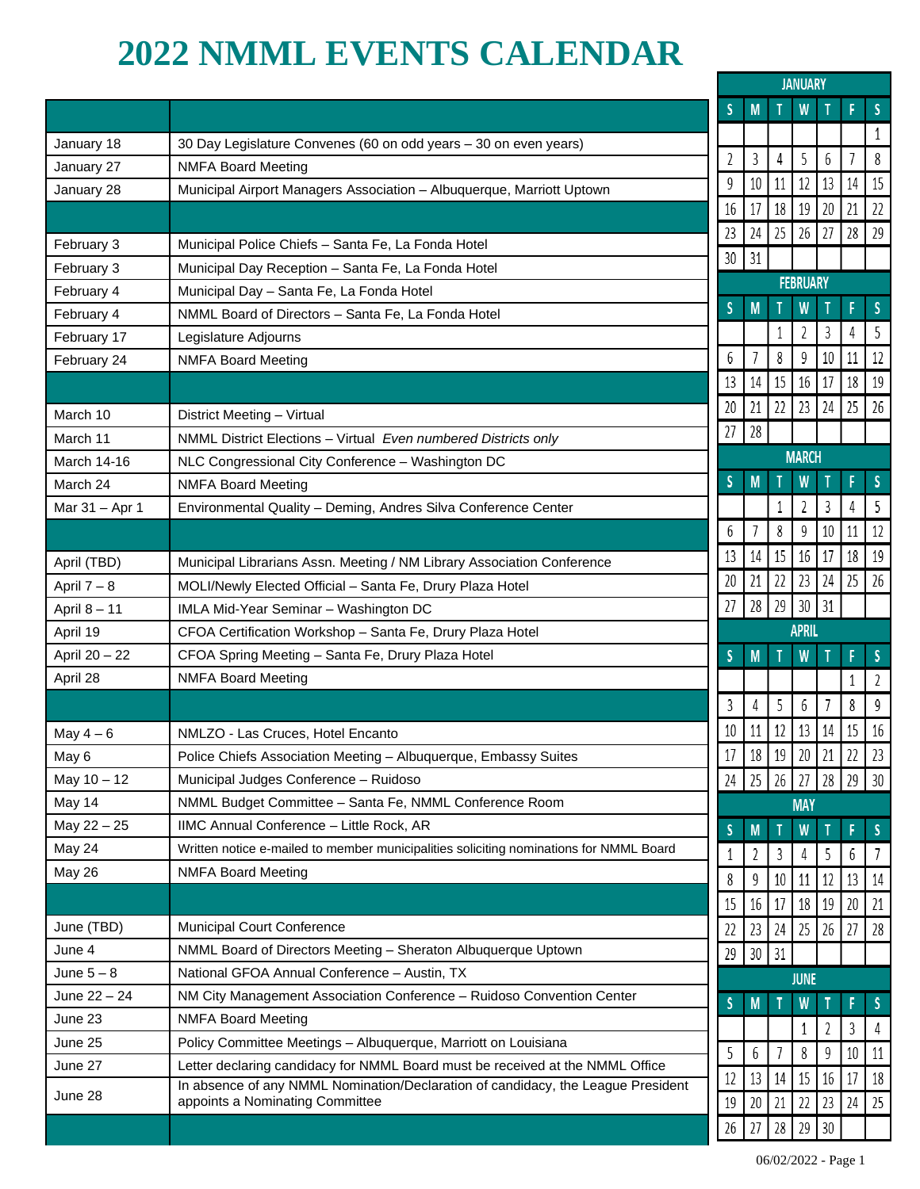# 2022 NMML EVENTS CALENDAR

| | |
|---|---|
| | |
| January 18 | 30 Day Legislature Convenes (60 on odd years – 30 on even years) |
| January 27 | NMFA Board Meeting |
| January 28 | Municipal Airport Managers Association – Albuquerque, Marriott Uptown |
| | |
| February 3 | Municipal Police Chiefs – Santa Fe, La Fonda Hotel |
| February 3 | Municipal Day Reception – Santa Fe, La Fonda Hotel |
| February 4 | Municipal Day – Santa Fe, La Fonda Hotel |
| February 4 | NMML Board of Directors – Santa Fe, La Fonda Hotel |
| February 17 | Legislature Adjourns |
| February 24 | NMFA Board Meeting |
| | |
| March 10 | District Meeting – Virtual |
| March 11 | NMML District Elections – Virtual *Even numbered Districts only* |
| March 14-16 | NLC Congressional City Conference – Washington DC |
| March 24 | NMFA Board Meeting |
| Mar 31 – Apr 1 | Environmental Quality – Deming, Andres Silva Conference Center |
| | |
| April (TBD) | Municipal Librarians Assn. Meeting / NM Library Association Conference |
| April 7 – 8 | MOLI/Newly Elected Official – Santa Fe, Drury Plaza Hotel |
| April 8 – 11 | IMLA Mid-Year Seminar – Washington DC |
| April 19 | CFOA Certification Workshop – Santa Fe, Drury Plaza Hotel |
| April 20 – 22 | CFOA Spring Meeting – Santa Fe, Drury Plaza Hotel |
| April 28 | NMFA Board Meeting |
| | |
| May 4 – 6 | NMLZO - Las Cruces, Hotel Encanto |
| May 6 | Police Chiefs Association Meeting – Albuquerque, Embassy Suites |
| May 10 – 12 | Municipal Judges Conference – Ruidoso |
| May 14 | NMML Budget Committee – Santa Fe, NMML Conference Room |
| May 22 – 25 | IIMC Annual Conference – Little Rock, AR |
| May 24 | Written notice e-mailed to member municipalities soliciting nominations for NMML Board |
| May 26 | NMFA Board Meeting |
| | |
| June (TBD) | Municipal Court Conference |
| June 4 | NMML Board of Directors Meeting – Sheraton Albuquerque Uptown |
| June 5 – 8 | National GFOA Annual Conference – Austin, TX |
| June 22 – 24 | NM City Management Association Conference – Ruidoso Convention Center |
| June 23 | NMFA Board Meeting |
| June 25 | Policy Committee Meetings – Albuquerque, Marriott on Louisiana |
| June 27 | Letter declaring candidacy for NMML Board must be received at the NMML Office |
| June 28 | In absence of any NMML Nomination/Declaration of candidacy, the League President appoints a Nominating Committee |
| | |

**JANUARY**

| S | M | T | W | T | F | S |
|---|---|---|---|---|---|---|
| | | | | | | 1 |
| 2 | 3 | 4 | 5 | 6 | 7 | 8 |
| 9 | 10 | 11 | 12 | 13 | 14 | 15 |
| 16 | 17 | 18 | 19 | 20 | 21 | 22 |
| 23 | 24 | 25 | 26 | 27 | 28 | 29 |
| 30 | 31 | | | | | |

**FEBRUARY**

| S | M | T | W | T | F | S |
|---|---|---|---|---|---|---|
| | | 1 | 2 | 3 | 4 | 5 |
| 6 | 7 | 8 | 9 | 10 | 11 | 12 |
| 13 | 14 | 15 | 16 | 17 | 18 | 19 |
| 20 | 21 | 22 | 23 | 24 | 25 | 26 |
| 27 | 28 | | | | | |

**MARCH**

| S | M | T | W | T | F | S |
|---|---|---|---|---|---|---|
| | | 1 | 2 | 3 | 4 | 5 |
| 6 | 7 | 8 | 9 | 10 | 11 | 12 |
| 13 | 14 | 15 | 16 | 17 | 18 | 19 |
| 20 | 21 | 22 | 23 | 24 | 25 | 26 |
| 27 | 28 | 29 | 30 | 31 | | |

**APRIL**

| S | M | T | W | T | F | S |
|---|---|---|---|---|---|---|
| | | | | | 1 | 2 |
| 3 | 4 | 5 | 6 | 7 | 8 | 9 |
| 10 | 11 | 12 | 13 | 14 | 15 | 16 |
| 17 | 18 | 19 | 20 | 21 | 22 | 23 |
| 24 | 25 | 26 | 27 | 28 | 29 | 30 |

**MAY**

| S | M | T | W | T | F | S |
|---|---|---|---|---|---|---|
| 1 | 2 | 3 | 4 | 5 | 6 | 7 |
| 8 | 9 | 10 | 11 | 12 | 13 | 14 |
| 15 | 16 | 17 | 18 | 19 | 20 | 21 |
| 22 | 23 | 24 | 25 | 26 | 27 | 28 |
| 29 | 30 | 31 | | | | |

**JUNE**

| S | M | T | W | T | F | S |
|---|---|---|---|---|---|---|
| | | | 1 | 2 | 3 | 4 |
| 5 | 6 | 7 | 8 | 9 | 10 | 11 |
| 12 | 13 | 14 | 15 | 16 | 17 | 18 |
| 19 | 20 | 21 | 22 | 23 | 24 | 25 |
| 26 | 27 | 28 | 29 | 30 | | |

06/02/2022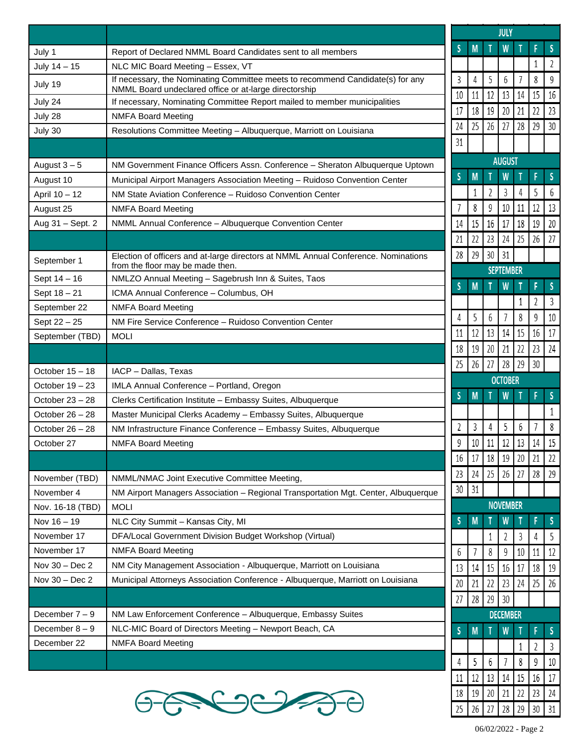| | |
|---|---|
| July 1 | Report of Declared NMML Board Candidates sent to all members |
| July 14 – 15 | NLC MIC Board Meeting – Essex, VT |
| July 19 | If necessary, the Nominating Committee meets to recommend Candidate(s) for any NMML Board undeclared office or at-large directorship |
| July 24 | If necessary, Nominating Committee Report mailed to member municipalities |
| July 28 | NMFA Board Meeting |
| July 30 | Resolutions Committee Meeting – Albuquerque, Marriott on Louisiana |
| | |
| August 3 – 5 | NM Government Finance Officers Assn. Conference – Sheraton Albuquerque Uptown |
| August 10 | Municipal Airport Managers Association Meeting – Ruidoso Convention Center |
| April 10 – 12 | NM State Aviation Conference – Ruidoso Convention Center |
| August 25 | NMFA Board Meeting |
| Aug 31 – Sept. 2 | NMML Annual Conference – Albuquerque Convention Center |
| | |
| September 1 | Election of officers and at-large directors at NMML Annual Conference. Nominations from the floor may be made then. |
| Sept 14 – 16 | NMLZO Annual Meeting – Sagebrush Inn & Suites, Taos |
| Sept 18 – 21 | ICMA Annual Conference – Columbus, OH |
| September 22 | NMFA Board Meeting |
| Sept 22 – 25 | NM Fire Service Conference – Ruidoso Convention Center |
| September (TBD) | MOLI |
| | |
| October 15 – 18 | IACP – Dallas, Texas |
| October 19 – 23 | IMLA Annual Conference – Portland, Oregon |
| October 23 – 28 | Clerks Certification Institute – Embassy Suites, Albuquerque |
| October 26 – 28 | Master Municipal Clerks Academy – Embassy Suites, Albuquerque |
| October 26 – 28 | NM Infrastructure Finance Conference – Embassy Suites, Albuquerque |
| October 27 | NMFA Board Meeting |
| | |
| November (TBD) | NMML/NMAC Joint Executive Committee Meeting, |
| November 4 | NM Airport Managers Association – Regional Transportation Mgt. Center, Albuquerque |
| Nov. 16-18 (TBD) | MOLI |
| Nov 16 – 19 | NLC City Summit – Kansas City, MI |
| November 17 | DFA/Local Government Division Budget Workshop (Virtual) |
| November 17 | NMFA Board Meeting |
| Nov 30 – Dec 2 | NM City Management Association - Albuquerque, Marriott on Louisiana |
| Nov 30 – Dec 2 | Municipal Attorneys Association Conference - Albuquerque, Marriott on Louisiana |
| | |
| December 7 – 9 | NM Law Enforcement Conference – Albuquerque, Embassy Suites |
| December 8 – 9 | NLC-MIC Board of Directors Meeting – Newport Beach, CA |
| December 22 | NMFA Board Meeting |

**JULY**

| S | M | T | W | T | F | S |
|---|---|---|---|---|---|---|
| | | | | | 1 | 2 |
| 3 | 4 | 5 | 6 | 7 | 8 | 9 |
| 10 | 11 | 12 | 13 | 14 | 15 | 16 |
| 17 | 18 | 19 | 20 | 21 | 22 | 23 |
| 24 | 25 | 26 | 27 | 28 | 29 | 30 |
| 31 | | | | | | |

**AUGUST**

| S | M | T | W | T | F | S |
|---|---|---|---|---|---|---|
| | 1 | 2 | 3 | 4 | 5 | 6 |
| 7 | 8 | 9 | 10 | 11 | 12 | 13 |
| 14 | 15 | 16 | 17 | 18 | 19 | 20 |
| 21 | 22 | 23 | 24 | 25 | 26 | 27 |
| 28 | 29 | 30 | 31 | | | |

**SEPTEMBER**

| S | M | T | W | T | F | S |
|---|---|---|---|---|---|---|
| | | | | 1 | 2 | 3 |
| 4 | 5 | 6 | 7 | 8 | 9 | 10 |
| 11 | 12 | 13 | 14 | 15 | 16 | 17 |
| 18 | 19 | 20 | 21 | 22 | 23 | 24 |
| 25 | 26 | 27 | 28 | 29 | 30 | |

**OCTOBER**

| S | M | T | W | T | F | S |
|---|---|---|---|---|---|---|
| | | | | | | 1 |
| 2 | 3 | 4 | 5 | 6 | 7 | 8 |
| 9 | 10 | 11 | 12 | 13 | 14 | 15 |
| 16 | 17 | 18 | 19 | 20 | 21 | 22 |
| 23 | 24 | 25 | 26 | 27 | 28 | 29 |
| 30 | 31 | | | | | |

**NOVEMBER**

| S | M | T | W | T | F | S |
|---|---|---|---|---|---|---|
| | | 1 | 2 | 3 | 4 | 5 |
| 6 | 7 | 8 | 9 | 10 | 11 | 12 |
| 13 | 14 | 15 | 16 | 17 | 18 | 19 |
| 20 | 21 | 22 | 23 | 24 | 25 | 26 |
| 27 | 28 | 29 | 30 | | | |

**DECEMBER**

| S | M | T | W | T | F | S |
|---|---|---|---|---|---|---|
| | | | | 1 | 2 | 3 |
| 4 | 5 | 6 | 7 | 8 | 9 | 10 |
| 11 | 12 | 13 | 14 | 15 | 16 | 17 |
| 18 | 19 | 20 | 21 | 22 | 23 | 24 |
| 25 | 26 | 27 | 28 | 29 | 30 | 31 |

06/02/2022